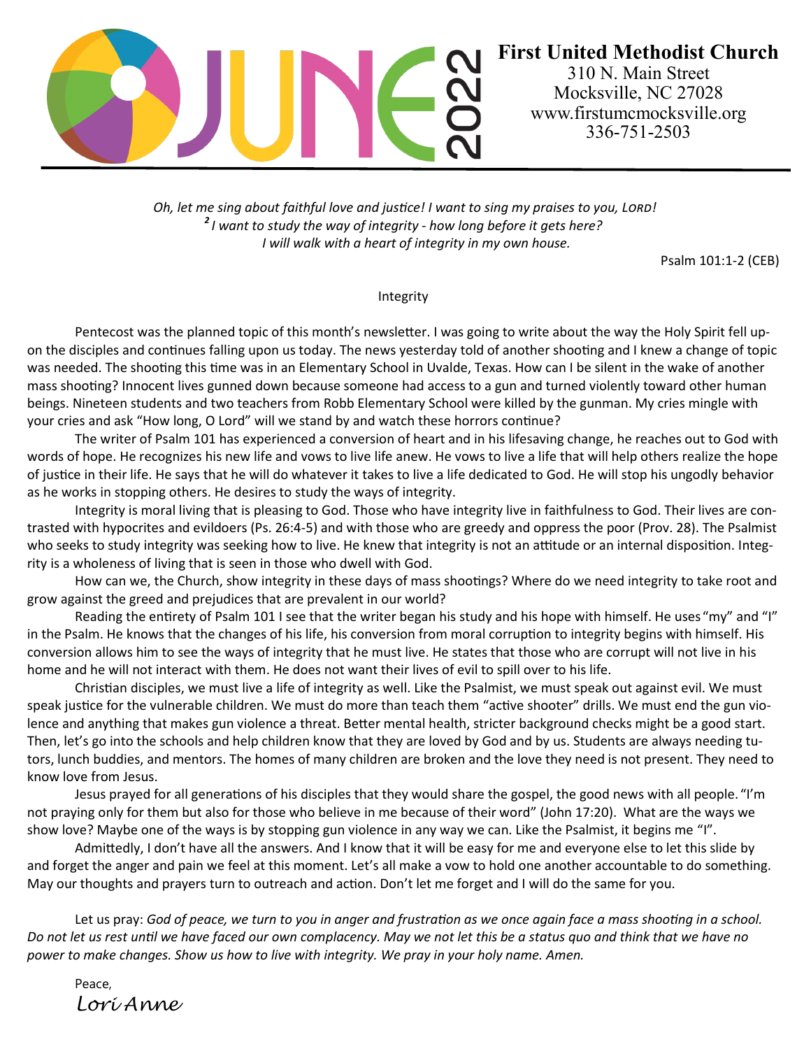# JUNE 2022

**First United Methodist Church**
310 N. Main Street
Mocksville, NC 27028
www.firstumcmocksville.org
336-751-2503

*Oh, let me sing about faithful love and justice! I want to sing my praises to you, LORD!*
*[2] I want to study the way of integrity - how long before it gets here?*
*I will walk with a heart of integrity in my own house.*

Psalm 101:1-2 (CEB)

## Integrity

Pentecost was the planned topic of this month's newsletter. I was going to write about the way the Holy Spirit fell upon the disciples and continues falling upon us today. The news yesterday told of another shooting and I knew a change of topic was needed. The shooting this time was in an Elementary School in Uvalde, Texas. How can I be silent in the wake of another mass shooting? Innocent lives gunned down because someone had access to a gun and turned violently toward other human beings. Nineteen students and two teachers from Robb Elementary School were killed by the gunman. My cries mingle with your cries and ask "How long, O Lord" will we stand by and watch these horrors continue?

The writer of Psalm 101 has experienced a conversion of heart and in his lifesaving change, he reaches out to God with words of hope. He recognizes his new life and vows to live life anew. He vows to live a life that will help others realize the hope of justice in their life. He says that he will do whatever it takes to live a life dedicated to God. He will stop his ungodly behavior as he works in stopping others. He desires to study the ways of integrity.

Integrity is moral living that is pleasing to God. Those who have integrity live in faithfulness to God. Their lives are contrasted with hypocrites and evildoers (Ps. 26:4-5) and with those who are greedy and oppress the poor (Prov. 28). The Psalmist who seeks to study integrity was seeking how to live. He knew that integrity is not an attitude or an internal disposition. Integrity is a wholeness of living that is seen in those who dwell with God.

How can we, the Church, show integrity in these days of mass shootings? Where do we need integrity to take root and grow against the greed and prejudices that are prevalent in our world?

Reading the entirety of Psalm 101 I see that the writer began his study and his hope with himself. He uses "my" and "I" in the Psalm. He knows that the changes of his life, his conversion from moral corruption to integrity begins with himself. His conversion allows him to see the ways of integrity that he must live. He states that those who are corrupt will not live in his home and he will not interact with them. He does not want their lives of evil to spill over to his life.

Christian disciples, we must live a life of integrity as well. Like the Psalmist, we must speak out against evil. We must speak justice for the vulnerable children. We must do more than teach them "active shooter" drills. We must end the gun violence and anything that makes gun violence a threat. Better mental health, stricter background checks might be a good start. Then, let's go into the schools and help children know that they are loved by God and by us. Students are always needing tutors, lunch buddies, and mentors. The homes of many children are broken and the love they need is not present. They need to know love from Jesus.

Jesus prayed for all generations of his disciples that they would share the gospel, the good news with all people. "I'm not praying only for them but also for those who believe in me because of their word" (John 17:20). What are the ways we show love? Maybe one of the ways is by stopping gun violence in any way we can. Like the Psalmist, it begins me "I".

Admittedly, I don't have all the answers. And I know that it will be easy for me and everyone else to let this slide by and forget the anger and pain we feel at this moment. Let's all make a vow to hold one another accountable to do something. May our thoughts and prayers turn to outreach and action. Don't let me forget and I will do the same for you.

Let us pray: *God of peace, we turn to you in anger and frustration as we once again face a mass shooting in a school. Do not let us rest until we have faced our own complacency. May we not let this be a status quo and think that we have no power to make changes. Show us how to live with integrity. We pray in your holy name. Amen.*

Peace,
*Lori Anne*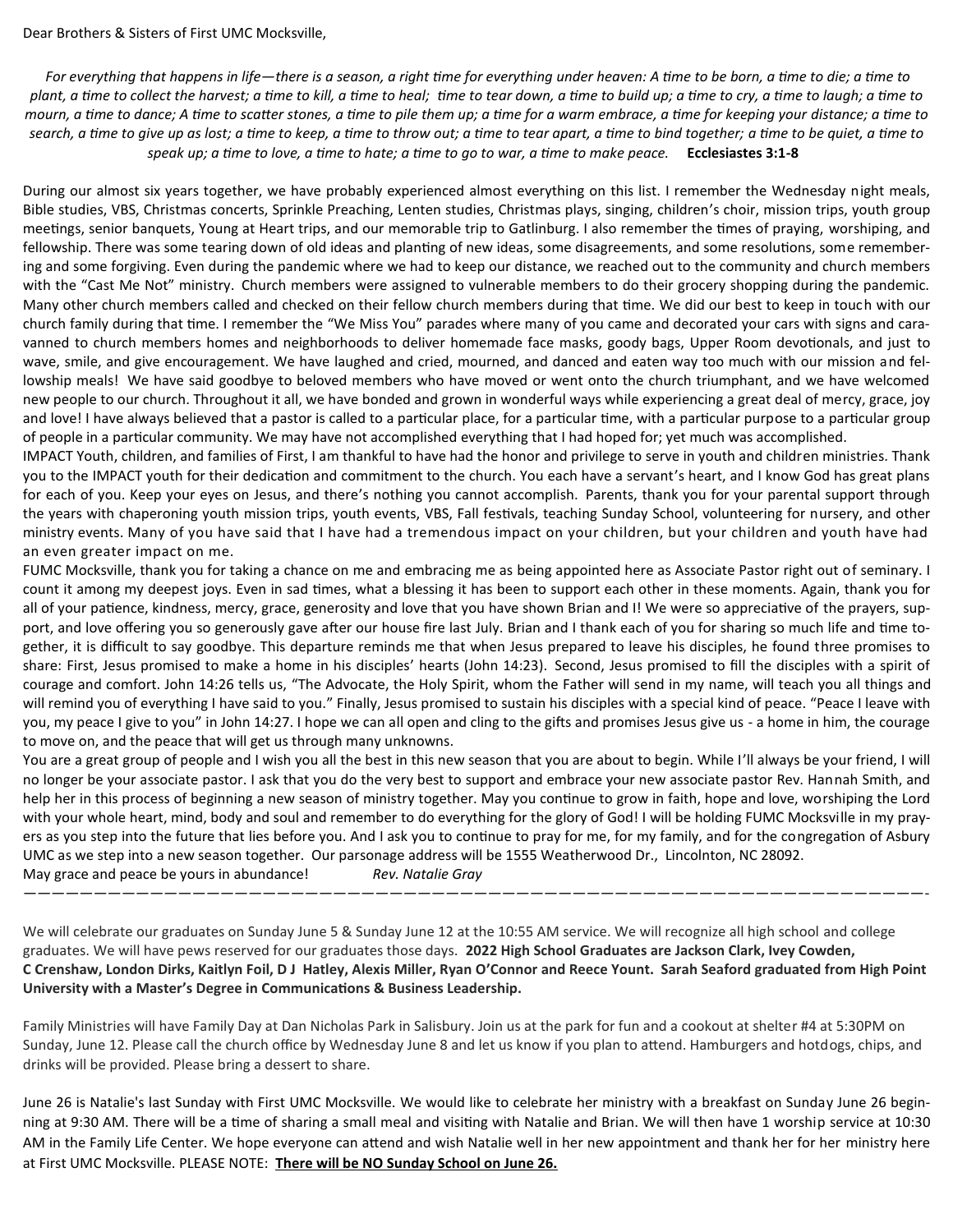Dear Brothers & Sisters of First UMC Mocksville,

*For everything that happens in life—there is a season, a right time for everything under heaven: A time to be born, a time to die; a time to plant, a time to collect the harvest; a time to kill, a time to heal; time to tear down, a time to build up; a time to cry, a time to laugh; a time to mourn, a time to dance; A time to scatter stones, a time to pile them up; a time for a warm embrace, a time for keeping your distance; a time to search, a time to give up as lost; a time to keep, a time to throw out; a time to tear apart, a time to bind together; a time to be quiet, a time to speak up; a time to love, a time to hate; a time to go to war, a time to make peace.* **Ecclesiastes 3:1-8**

During our almost six years together, we have probably experienced almost everything on this list. I remember the Wednesday night meals, Bible studies, VBS, Christmas concerts, Sprinkle Preaching, Lenten studies, Christmas plays, singing, children's choir, mission trips, youth group meetings, senior banquets, Young at Heart trips, and our memorable trip to Gatlinburg. I also remember the times of praying, worshiping, and fellowship. There was some tearing down of old ideas and planting of new ideas, some disagreements, and some resolutions, some remembering and some forgiving. Even during the pandemic where we had to keep our distance, we reached out to the community and church members with the "Cast Me Not" ministry. Church members were assigned to vulnerable members to do their grocery shopping during the pandemic. Many other church members called and checked on their fellow church members during that time. We did our best to keep in touch with our church family during that time. I remember the "We Miss You" parades where many of you came and decorated your cars with signs and caravanned to church members homes and neighborhoods to deliver homemade face masks, goody bags, Upper Room devotionals, and just to wave, smile, and give encouragement. We have laughed and cried, mourned, and danced and eaten way too much with our mission and fellowship meals! We have said goodbye to beloved members who have moved or went onto the church triumphant, and we have welcomed new people to our church. Throughout it all, we have bonded and grown in wonderful ways while experiencing a great deal of mercy, grace, joy and love! I have always believed that a pastor is called to a particular place, for a particular time, with a particular purpose to a particular group of people in a particular community. We may have not accomplished everything that I had hoped for; yet much was accomplished.

IMPACT Youth, children, and families of First, I am thankful to have had the honor and privilege to serve in youth and children ministries. Thank you to the IMPACT youth for their dedication and commitment to the church. You each have a servant's heart, and I know God has great plans for each of you. Keep your eyes on Jesus, and there's nothing you cannot accomplish. Parents, thank you for your parental support through the years with chaperoning youth mission trips, youth events, VBS, Fall festivals, teaching Sunday School, volunteering for nursery, and other ministry events. Many of you have said that I have had a tremendous impact on your children, but your children and youth have had an even greater impact on me.

FUMC Mocksville, thank you for taking a chance on me and embracing me as being appointed here as Associate Pastor right out of seminary. I count it among my deepest joys. Even in sad times, what a blessing it has been to support each other in these moments. Again, thank you for all of your patience, kindness, mercy, grace, generosity and love that you have shown Brian and I! We were so appreciative of the prayers, support, and love offering you so generously gave after our house fire last July. Brian and I thank each of you for sharing so much life and time together, it is difficult to say goodbye. This departure reminds me that when Jesus prepared to leave his disciples, he found three promises to share: First, Jesus promised to make a home in his disciples' hearts (John 14:23). Second, Jesus promised to fill the disciples with a spirit of courage and comfort. John 14:26 tells us, "The Advocate, the Holy Spirit, whom the Father will send in my name, will teach you all things and will remind you of everything I have said to you." Finally, Jesus promised to sustain his disciples with a special kind of peace. "Peace I leave with you, my peace I give to you" in John 14:27. I hope we can all open and cling to the gifts and promises Jesus give us - a home in him, the courage to move on, and the peace that will get us through many unknowns.

You are a great group of people and I wish you all the best in this new season that you are about to begin. While I'll always be your friend, I will no longer be your associate pastor. I ask that you do the very best to support and embrace your new associate pastor Rev. Hannah Smith, and help her in this process of beginning a new season of ministry together. May you continue to grow in faith, hope and love, worshiping the Lord with your whole heart, mind, body and soul and remember to do everything for the glory of God! I will be holding FUMC Mocksville in my prayers as you step into the future that lies before you. And I ask you to continue to pray for me, for my family, and for the congregation of Asbury UMC as we step into a new season together. Our parsonage address will be 1555 Weatherwood Dr., Lincolnton, NC 28092.

May grace and peace be yours in abundance! *Rev. Natalie Gray*

---

We will celebrate our graduates on Sunday June 5 & Sunday June 12 at the 10:55 AM service. We will recognize all high school and college graduates. We will have pews reserved for our graduates those days. **2022 High School Graduates are Jackson Clark, Ivey Cowden, C Crenshaw, London Dirks, Kaitlyn Foil, D J Hatley, Alexis Miller, Ryan O'Connor and Reece Yount. Sarah Seaford graduated from High Point University with a Master's Degree in Communications & Business Leadership.**

Family Ministries will have Family Day at Dan Nicholas Park in Salisbury. Join us at the park for fun and a cookout at shelter #4 at 5:30PM on Sunday, June 12. Please call the church office by Wednesday June 8 and let us know if you plan to attend. Hamburgers and hotdogs, chips, and drinks will be provided. Please bring a dessert to share.

June 26 is Natalie's last Sunday with First UMC Mocksville. We would like to celebrate her ministry with a breakfast on Sunday June 26 beginning at 9:30 AM. There will be a time of sharing a small meal and visiting with Natalie and Brian. We will then have 1 worship service at 10:30 AM in the Family Life Center. We hope everyone can attend and wish Natalie well in her new appointment and thank her for her ministry here at First UMC Mocksville. PLEASE NOTE: **<u>There will be NO Sunday School on June 26.</u>**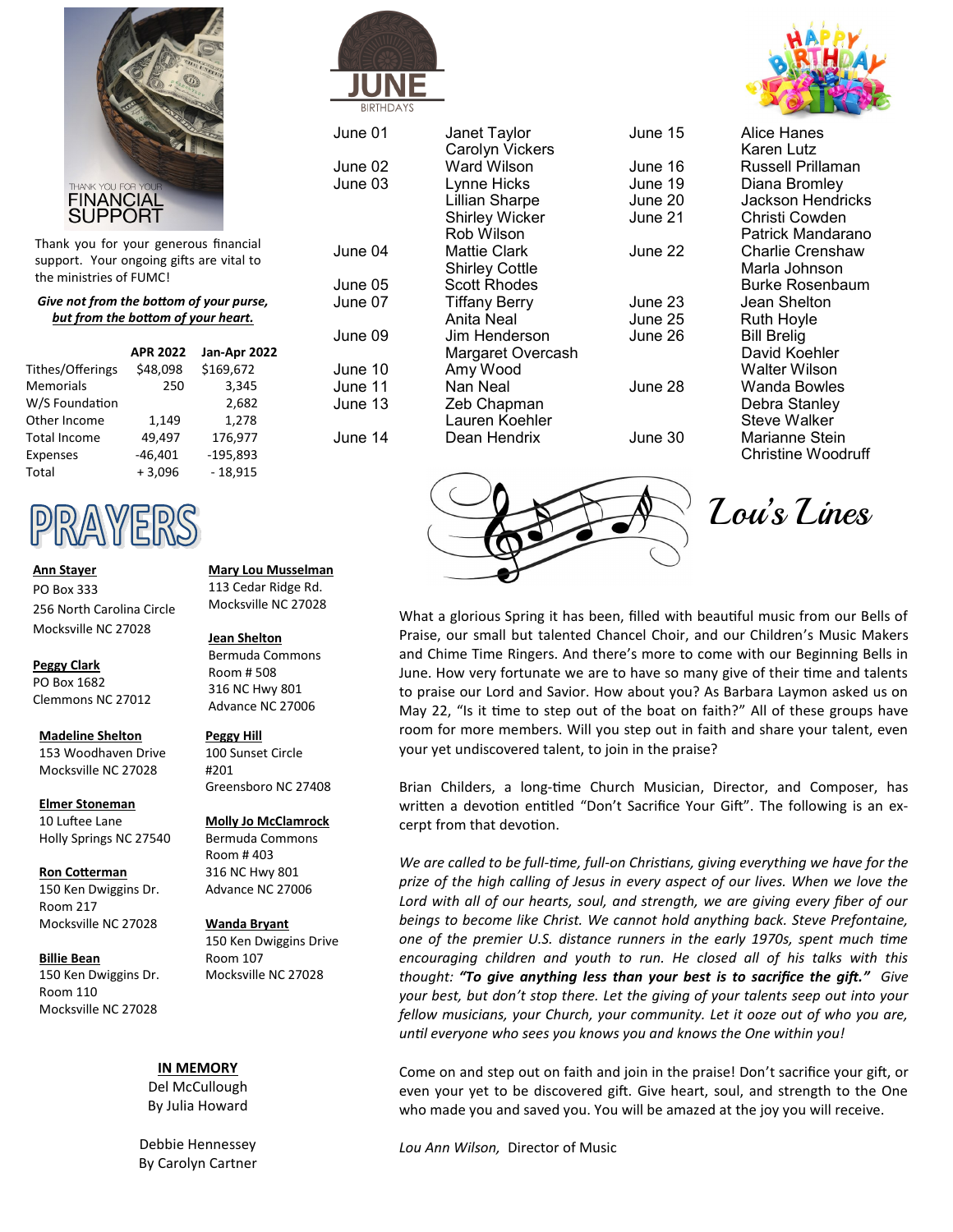THANK YOU FOR YOUR
## FINANCIAL SUPPORT

Thank you for your generous financial support. Your ongoing gifts are vital to the ministries of FUMC!

***Give not from the bottom of your purse, but from the bottom of your heart.***

| | APR 2022 | Jan-Apr 2022 |
|---|---|---|
| Tithes/Offerings | $48,098 | $169,672 |
| Memorials | 250 | 3,345 |
| W/S Foundation | | 2,682 |
| Other Income | 1,149 | 1,278 |
| Total Income | 49,497 | 176,977 |
| Expenses | -46,401 | -195,893 |
| Total | + 3,096 | - 18,915 |

# PRAYERS

**Ann Stayer**
PO Box 333
256 North Carolina Circle
Mocksville NC 27028

**Peggy Clark**
PO Box 1682
Clemmons NC 27012

**Madeline Shelton**
153 Woodhaven Drive
Mocksville NC 27028

**Elmer Stoneman**
10 Luftee Lane
Holly Springs NC 27540

**Ron Cotterman**
150 Ken Dwiggins Dr.
Room 217
Mocksville NC 27028

**Billie Bean**
150 Ken Dwiggins Dr.
Room 110
Mocksville NC 27028

**Mary Lou Musselman**
113 Cedar Ridge Rd.
Mocksville NC 27028

**Jean Shelton**
Bermuda Commons
Room # 508
316 NC Hwy 801
Advance NC 27006

**Peggy Hill**
100 Sunset Circle
#201
Greensboro NC 27408

**Molly Jo McClamrock**
Bermuda Commons
Room # 403
316 NC Hwy 801
Advance NC 27006

**Wanda Bryant**
150 Ken Dwiggins Drive
Room 107
Mocksville NC 27028

**IN MEMORY**
Del McCullough
By Julia Howard

Debbie Hennessey
By Carolyn Cartner

## JUNE BIRTHDAYS

HAPPY BIRTHDAY

| Date | Name | Date | Name |
|---|---|---|---|
| June 01 | Janet Taylor | June 15 | Alice Hanes |
| | Carolyn Vickers | | Karen Lutz |
| June 02 | Ward Wilson | June 16 | Russell Prillaman |
| June 03 | Lynne Hicks | June 19 | Diana Bromley |
| | Lillian Sharpe | June 20 | Jackson Hendricks |
| | Shirley Wicker | June 21 | Christi Cowden |
| | Rob Wilson | | Patrick Mandarano |
| June 04 | Mattie Clark | June 22 | Charlie Crenshaw |
| | Shirley Cottle | | Marla Johnson |
| June 05 | Scott Rhodes | | Burke Rosenbaum |
| June 07 | Tiffany Berry | June 23 | Jean Shelton |
| | Anita Neal | June 25 | Ruth Hoyle |
| June 09 | Jim Henderson | June 26 | Bill Brelig |
| | Margaret Overcash | | David Koehler |
| June 10 | Amy Wood | | Walter Wilson |
| June 11 | Nan Neal | June 28 | Wanda Bowles |
| June 13 | Zeb Chapman | | Debra Stanley |
| | Lauren Koehler | | Steve Walker |
| June 14 | Dean Hendrix | June 30 | Marianne Stein |
| | | | Christine Woodruff |

## Lou's Lines

What a glorious Spring it has been, filled with beautiful music from our Bells of Praise, our small but talented Chancel Choir, and our Children's Music Makers and Chime Time Ringers. And there's more to come with our Beginning Bells in June. How very fortunate we are to have so many give of their time and talents to praise our Lord and Savior. How about you? As Barbara Laymon asked us on May 22, "Is it time to step out of the boat on faith?" All of these groups have room for more members. Will you step out in faith and share your talent, even your yet undiscovered talent, to join in the praise?

Brian Childers, a long-time Church Musician, Director, and Composer, has written a devotion entitled "Don't Sacrifice Your Gift". The following is an excerpt from that devotion.

*We are called to be full-time, full-on Christians, giving everything we have for the prize of the high calling of Jesus in every aspect of our lives. When we love the Lord with all of our hearts, soul, and strength, we are giving every fiber of our beings to become like Christ. We cannot hold anything back. Steve Prefontaine, one of the premier U.S. distance runners in the early 1970s, spent much time encouraging children and youth to run. He closed all of his talks with this thought:* ***"To give anything less than your best is to sacrifice the gift."*** *Give your best, but don't stop there. Let the giving of your talents seep out into your fellow musicians, your Church, your community. Let it ooze out of who you are, until everyone who sees you knows you and knows the One within you!*

Come on and step out on faith and join in the praise! Don't sacrifice your gift, or even your yet to be discovered gift. Give heart, soul, and strength to the One who made you and saved you. You will be amazed at the joy you will receive.

*Lou Ann Wilson,* Director of Music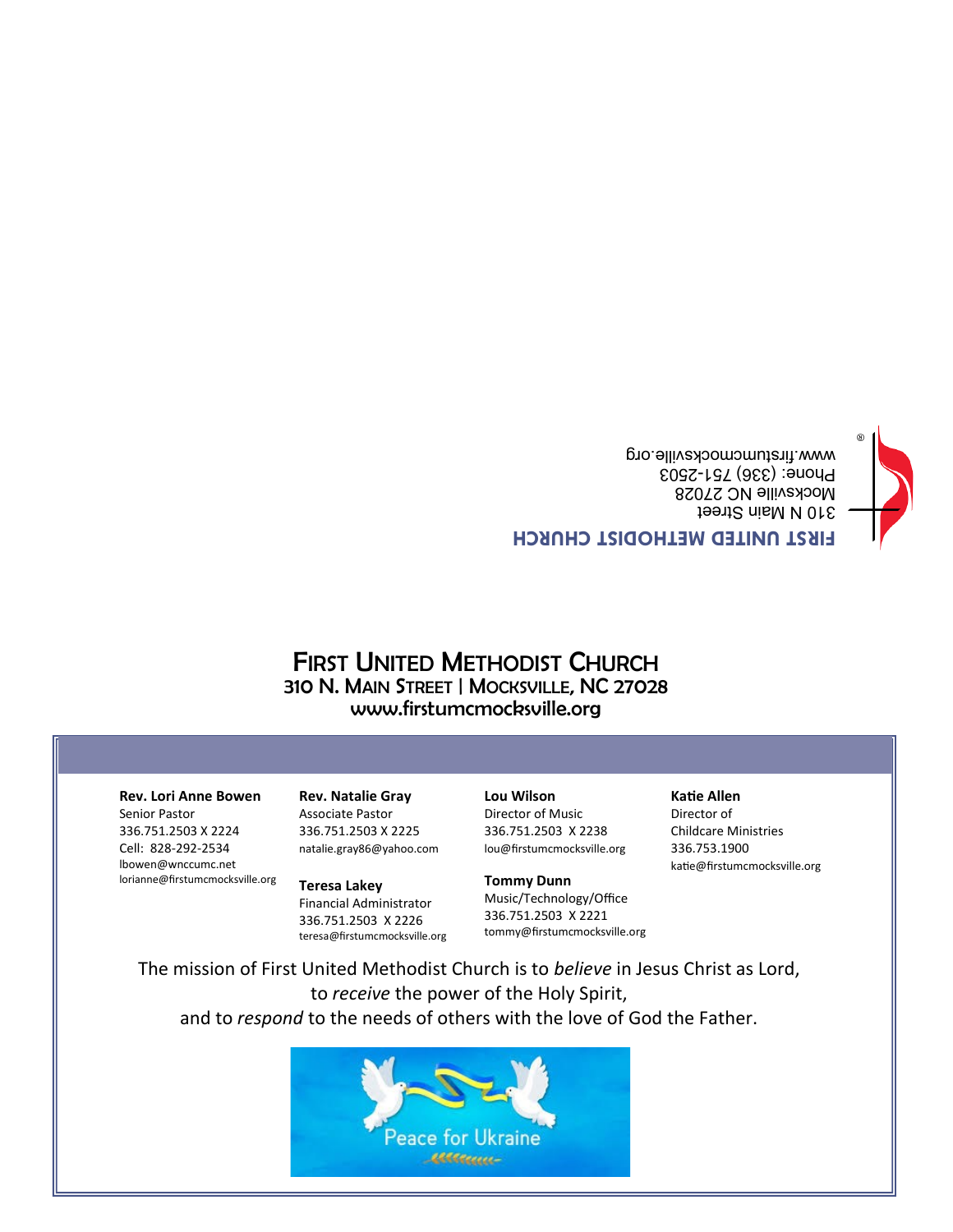FIRST UNITED METHODIST CHURCH
310 N Main Street
Mocksville NC 27028
Phone: (336) 751-2503
www.firstumcmocksville.org

# First United Methodist Church

## 310 N. Main Street | Mocksville, NC 27028

## www.firstumcmocksville.org

**Rev. Lori Anne Bowen**
Senior Pastor
336.751.2503 X 2224
Cell: 828-292-2534
lbowen@wnccumc.net
lorianne@firstumcmocksville.org

**Rev. Natalie Gray**
Associate Pastor
336.751.2503 X 2225
natalie.gray86@yahoo.com

**Teresa Lakey**
Financial Administrator
336.751.2503 X 2226
teresa@firstumcmocksville.org

**Lou Wilson**
Director of Music
336.751.2503 X 2238
lou@firstumcmocksville.org

**Tommy Dunn**
Music/Technology/Office
336.751.2503 X 2221
tommy@firstumcmocksville.org

**Katie Allen**
Director of
Childcare Ministries
336.753.1900
katie@firstumcmocksville.org

The mission of First United Methodist Church is to *believe* in Jesus Christ as Lord,
to *receive* the power of the Holy Spirit,
and to *respond* to the needs of others with the love of God the Father.

Peace for Ukraine